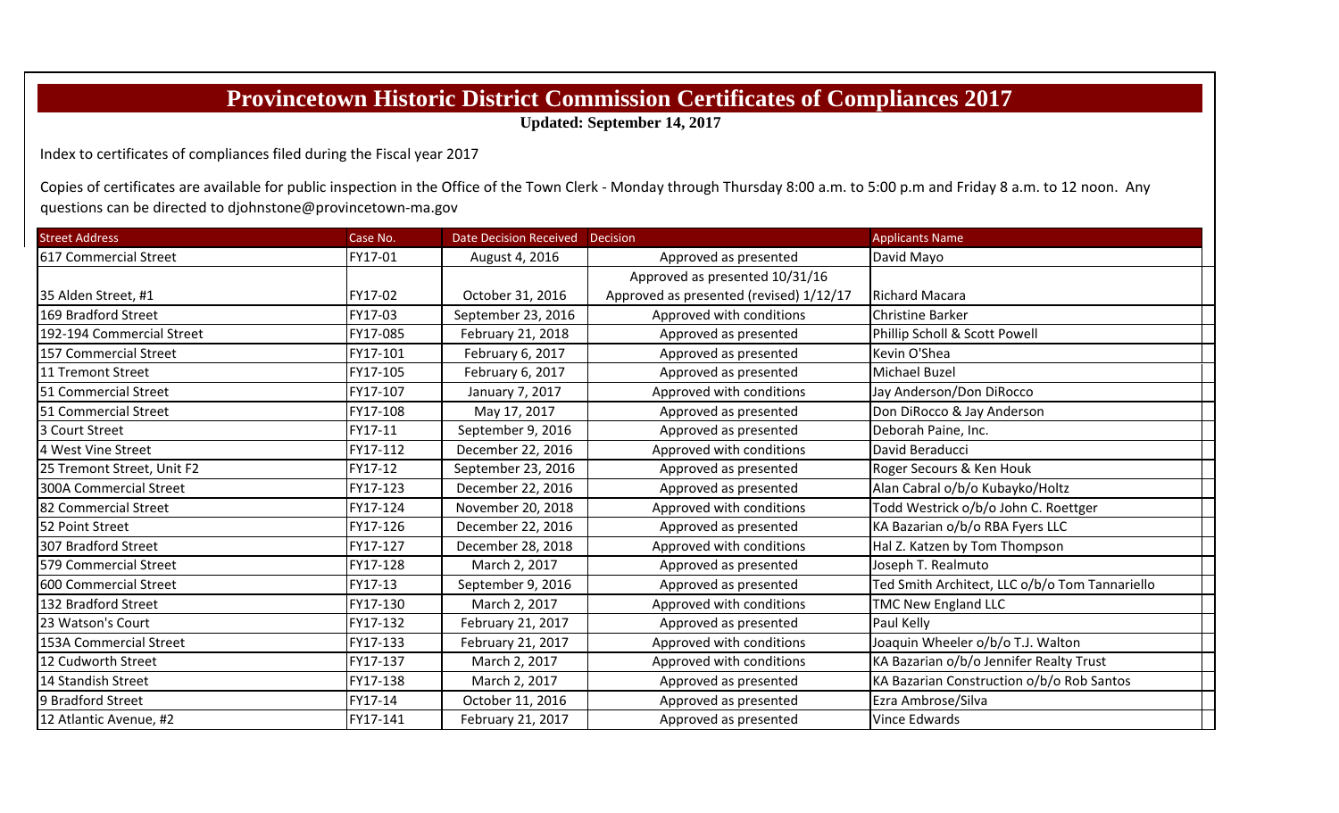# Provincetown Historic District Commission Certificates of Compliances 2017

**Updated: September 14, 2017**

Index to certificates of compliances filed during the Fiscal year 2017

Copies of certificates are available for public inspection in the Office of the Town Clerk - Monday through Thursday 8:00 a.m. to 5:00 p.m and Friday 8 a.m. to 12 noon. Any questions can be directed to djohnstone@provincetown-ma.gov

| Street Address | Case No. | Date Decision Received | Decision | Applicants Name |
|---|---|---|---|---|
| 617 Commercial Street | FY17-01 | August 4, 2016 | Approved as presented | David Mayo |
| 35 Alden Street, #1 | FY17-02 | October 31, 2016 | Approved as presented 10/31/16<br>Approved as presented (revised) 1/12/17 | Richard Macara |
| 169 Bradford Street | FY17-03 | September 23, 2016 | Approved with conditions | Christine Barker |
| 192-194 Commercial Street | FY17-085 | February 21, 2018 | Approved as presented | Phillip Scholl & Scott Powell |
| 157 Commercial Street | FY17-101 | February 6, 2017 | Approved as presented | Kevin O'Shea |
| 11 Tremont Street | FY17-105 | February 6, 2017 | Approved as presented | Michael Buzel |
| 51 Commercial Street | FY17-107 | January 7, 2017 | Approved with conditions | Jay Anderson/Don DiRocco |
| 51 Commercial Street | FY17-108 | May 17, 2017 | Approved as presented | Don DiRocco & Jay Anderson |
| 3 Court Street | FY17-11 | September 9, 2016 | Approved as presented | Deborah Paine, Inc. |
| 4 West Vine Street | FY17-112 | December 22, 2016 | Approved with conditions | David Beraducci |
| 25 Tremont Street, Unit F2 | FY17-12 | September 23, 2016 | Approved as presented | Roger Secours & Ken Houk |
| 300A Commercial Street | FY17-123 | December 22, 2016 | Approved as presented | Alan Cabral o/b/o Kubayko/Holtz |
| 82 Commercial Street | FY17-124 | November 20, 2018 | Approved with conditions | Todd Westrick o/b/o John C. Roettger |
| 52 Point Street | FY17-126 | December 22, 2016 | Approved as presented | KA Bazarian o/b/o RBA Fyers LLC |
| 307 Bradford Street | FY17-127 | December 28, 2018 | Approved with conditions | Hal Z. Katzen by Tom Thompson |
| 579 Commercial Street | FY17-128 | March 2, 2017 | Approved as presented | Joseph T. Realmuto |
| 600 Commercial Street | FY17-13 | September 9, 2016 | Approved as presented | Ted Smith Architect, LLC o/b/o Tom Tannariello |
| 132 Bradford Street | FY17-130 | March 2, 2017 | Approved with conditions | TMC New England LLC |
| 23 Watson's Court | FY17-132 | February 21, 2017 | Approved as presented | Paul Kelly |
| 153A Commercial Street | FY17-133 | February 21, 2017 | Approved with conditions | Joaquin Wheeler o/b/o T.J. Walton |
| 12 Cudworth Street | FY17-137 | March 2, 2017 | Approved with conditions | KA Bazarian o/b/o Jennifer Realty Trust |
| 14 Standish Street | FY17-138 | March 2, 2017 | Approved as presented | KA Bazarian Construction o/b/o Rob Santos |
| 9 Bradford Street | FY17-14 | October 11, 2016 | Approved as presented | Ezra Ambrose/Silva |
| 12 Atlantic Avenue, #2 | FY17-141 | February 21, 2017 | Approved as presented | Vince Edwards |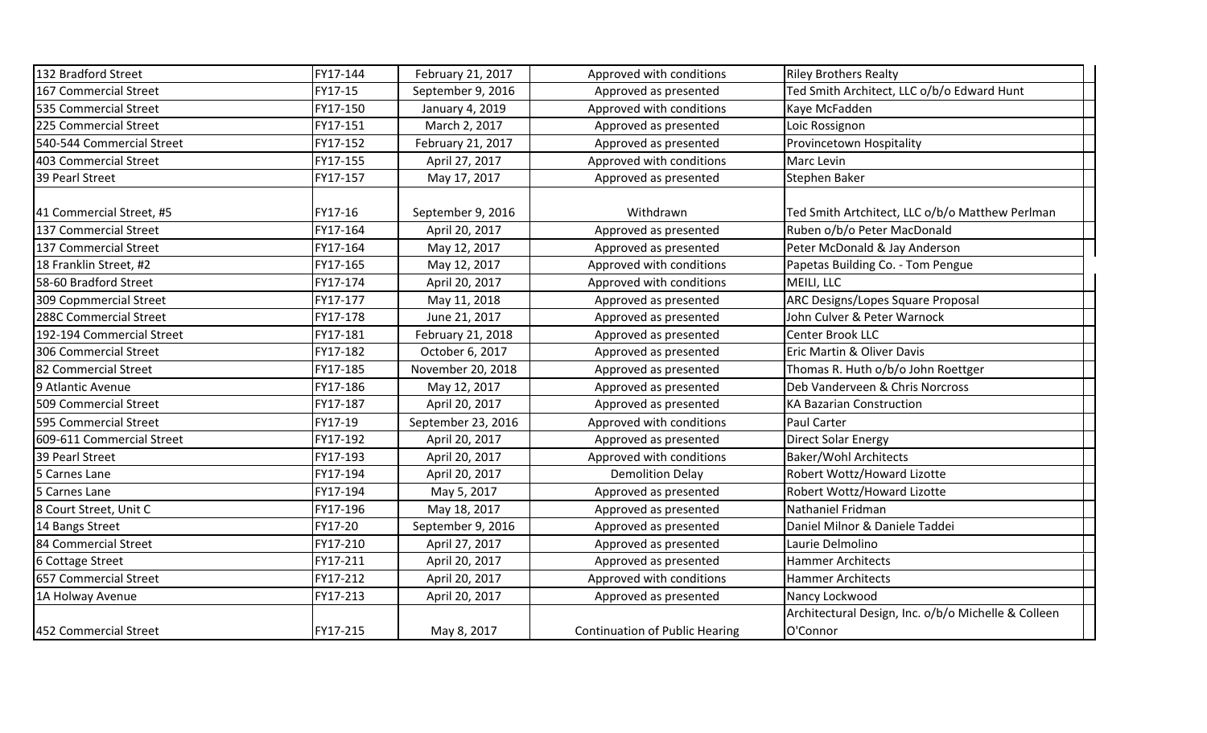| | | | | |
|---|---|---|---|---|
| 132 Bradford Street | FY17-144 | February 21, 2017 | Approved with conditions | Riley Brothers Realty |
| 167 Commercial Street | FY17-15 | September 9, 2016 | Approved as presented | Ted Smith Architect, LLC o/b/o Edward Hunt |
| 535 Commercial Street | FY17-150 | January 4, 2019 | Approved with conditions | Kaye McFadden |
| 225 Commercial Street | FY17-151 | March 2, 2017 | Approved as presented | Loic Rossignon |
| 540-544 Commercial Street | FY17-152 | February 21, 2017 | Approved as presented | Provincetown Hospitality |
| 403 Commercial Street | FY17-155 | April 27, 2017 | Approved with conditions | Marc Levin |
| 39 Pearl Street | FY17-157 | May 17, 2017 | Approved as presented | Stephen Baker |
| 41 Commercial Street, #5 | FY17-16 | September 9, 2016 | Withdrawn | Ted Smith Artchitect, LLC o/b/o Matthew Perlman |
| 137 Commercial Street | FY17-164 | April 20, 2017 | Approved as presented | Ruben o/b/o Peter MacDonald |
| 137 Commercial Street | FY17-164 | May 12, 2017 | Approved as presented | Peter McDonald & Jay Anderson |
| 18 Franklin Street, #2 | FY17-165 | May 12, 2017 | Approved with conditions | Papetas Building Co. - Tom Pengue |
| 58-60 Bradford Street | FY17-174 | April 20, 2017 | Approved with conditions | MEILI, LLC |
| 309 Copmmercial Street | FY17-177 | May 11, 2018 | Approved as presented | ARC Designs/Lopes Square Proposal |
| 288C Commercial Street | FY17-178 | June 21, 2017 | Approved as presented | John Culver & Peter Warnock |
| 192-194 Commercial Street | FY17-181 | February 21, 2018 | Approved as presented | Center Brook LLC |
| 306 Commercial Street | FY17-182 | October 6, 2017 | Approved as presented | Eric Martin & Oliver Davis |
| 82 Commercial Street | FY17-185 | November 20, 2018 | Approved as presented | Thomas R. Huth o/b/o John Roettger |
| 9 Atlantic Avenue | FY17-186 | May 12, 2017 | Approved as presented | Deb Vanderveen & Chris Norcross |
| 509 Commercial Street | FY17-187 | April 20, 2017 | Approved as presented | KA Bazarian Construction |
| 595 Commercial Street | FY17-19 | September 23, 2016 | Approved with conditions | Paul Carter |
| 609-611 Commercial Street | FY17-192 | April 20, 2017 | Approved as presented | Direct Solar Energy |
| 39 Pearl Street | FY17-193 | April 20, 2017 | Approved with conditions | Baker/Wohl Architects |
| 5 Carnes Lane | FY17-194 | April 20, 2017 | Demolition Delay | Robert Wottz/Howard Lizotte |
| 5 Carnes Lane | FY17-194 | May 5, 2017 | Approved as presented | Robert Wottz/Howard Lizotte |
| 8 Court Street, Unit C | FY17-196 | May 18, 2017 | Approved as presented | Nathaniel Fridman |
| 14 Bangs Street | FY17-20 | September 9, 2016 | Approved as presented | Daniel Milnor & Daniele Taddei |
| 84 Commercial Street | FY17-210 | April 27, 2017 | Approved as presented | Laurie Delmolino |
| 6 Cottage Street | FY17-211 | April 20, 2017 | Approved as presented | Hammer Architects |
| 657 Commercial Street | FY17-212 | April 20, 2017 | Approved with conditions | Hammer Architects |
| 1A Holway Avenue | FY17-213 | April 20, 2017 | Approved as presented | Nancy Lockwood |
| 452 Commercial Street | FY17-215 | May 8, 2017 | Continuation of Public Hearing | Architectural Design, Inc. o/b/o Michelle & Colleen O'Connor |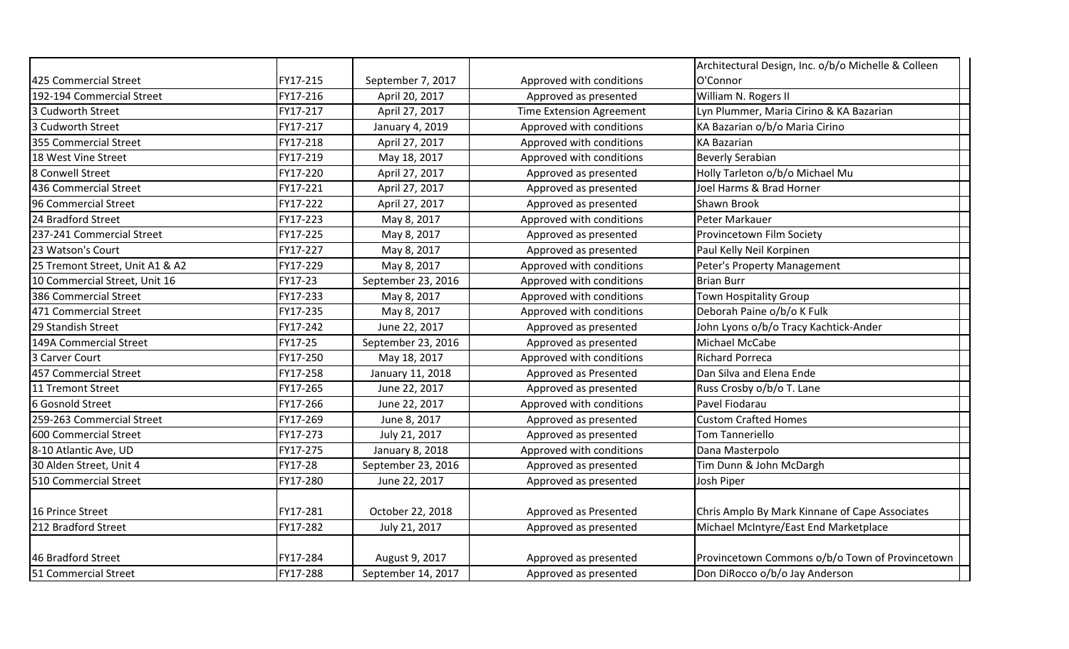| | | | | |
|---|---|---|---|---|
| 425 Commercial Street | FY17-215 | September 7, 2017 | Approved with conditions | Architectural Design, Inc. o/b/o Michelle & Colleen O'Connor |
| 192-194 Commercial Street | FY17-216 | April 20, 2017 | Approved as presented | William N. Rogers II |
| 3 Cudworth Street | FY17-217 | April 27, 2017 | Time Extension Agreement | Lyn Plummer, Maria Cirino & KA Bazarian |
| 3 Cudworth Street | FY17-217 | January 4, 2019 | Approved with conditions | KA Bazarian o/b/o Maria Cirino |
| 355 Commercial Street | FY17-218 | April 27, 2017 | Approved with conditions | KA Bazarian |
| 18 West Vine Street | FY17-219 | May 18, 2017 | Approved with conditions | Beverly Serabian |
| 8 Conwell Street | FY17-220 | April 27, 2017 | Approved as presented | Holly Tarleton o/b/o Michael Mu |
| 436 Commercial Street | FY17-221 | April 27, 2017 | Approved as presented | Joel Harms & Brad Horner |
| 96 Commercial Street | FY17-222 | April 27, 2017 | Approved as presented | Shawn Brook |
| 24 Bradford Street | FY17-223 | May 8, 2017 | Approved with conditions | Peter Markauer |
| 237-241 Commercial Street | FY17-225 | May 8, 2017 | Approved as presented | Provincetown Film Society |
| 23 Watson's Court | FY17-227 | May 8, 2017 | Approved as presented | Paul Kelly Neil Korpinen |
| 25 Tremont Street, Unit A1 & A2 | FY17-229 | May 8, 2017 | Approved with conditions | Peter's Property Management |
| 10 Commercial Street, Unit 16 | FY17-23 | September 23, 2016 | Approved with conditions | Brian Burr |
| 386 Commercial Street | FY17-233 | May 8, 2017 | Approved with conditions | Town Hospitality Group |
| 471 Commercial Street | FY17-235 | May 8, 2017 | Approved with conditions | Deborah Paine o/b/o K Fulk |
| 29 Standish Street | FY17-242 | June 22, 2017 | Approved as presented | John Lyons o/b/o Tracy Kachtick-Ander |
| 149A Commercial Street | FY17-25 | September 23, 2016 | Approved as presented | Michael McCabe |
| 3 Carver Court | FY17-250 | May 18, 2017 | Approved with conditions | Richard Porreca |
| 457 Commercial Street | FY17-258 | January 11, 2018 | Approved as Presented | Dan Silva and Elena Ende |
| 11 Tremont Street | FY17-265 | June 22, 2017 | Approved as presented | Russ Crosby o/b/o T. Lane |
| 6 Gosnold Street | FY17-266 | June 22, 2017 | Approved with conditions | Pavel Fiodarau |
| 259-263 Commercial Street | FY17-269 | June 8, 2017 | Approved as presented | Custom Crafted Homes |
| 600 Commercial Street | FY17-273 | July 21, 2017 | Approved as presented | Tom Tanneriello |
| 8-10 Atlantic Ave, UD | FY17-275 | January 8, 2018 | Approved with conditions | Dana Masterpolo |
| 30 Alden Street, Unit 4 | FY17-28 | September 23, 2016 | Approved as presented | Tim Dunn & John McDargh |
| 510 Commercial Street | FY17-280 | June 22, 2017 | Approved as presented | Josh Piper |
| 16 Prince Street | FY17-281 | October 22, 2018 | Approved as Presented | Chris Amplo By Mark Kinnane of Cape Associates |
| 212 Bradford Street | FY17-282 | July 21, 2017 | Approved as presented | Michael McIntyre/East End Marketplace |
| 46 Bradford Street | FY17-284 | August 9, 2017 | Approved as presented | Provincetown Commons o/b/o Town of Provincetown |
| 51 Commercial Street | FY17-288 | September 14, 2017 | Approved as presented | Don DiRocco o/b/o Jay Anderson |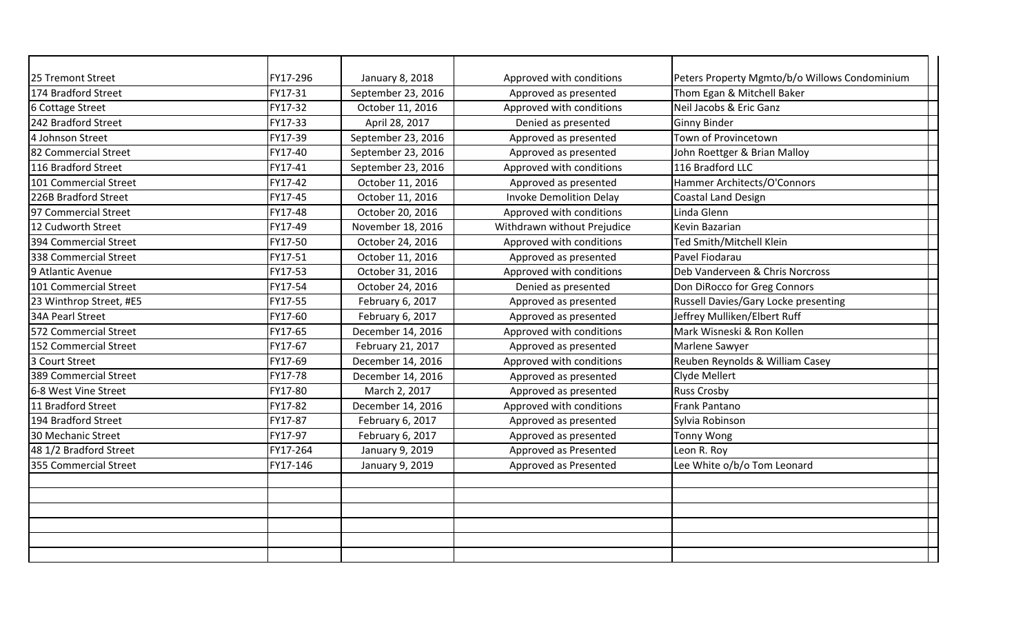| | | | | |
|---|---|---|---|---|
| 25 Tremont Street | FY17-296 | January 8, 2018 | Approved with conditions | Peters Property Mgmto/b/o Willows Condominium |
| 174 Bradford Street | FY17-31 | September 23, 2016 | Approved as presented | Thom Egan & Mitchell Baker |
| 6 Cottage Street | FY17-32 | October 11, 2016 | Approved with conditions | Neil Jacobs & Eric Ganz |
| 242 Bradford Street | FY17-33 | April 28, 2017 | Denied as presented | Ginny Binder |
| 4 Johnson Street | FY17-39 | September 23, 2016 | Approved as presented | Town of Provincetown |
| 82 Commercial Street | FY17-40 | September 23, 2016 | Approved as presented | John Roettger & Brian Malloy |
| 116 Bradford Street | FY17-41 | September 23, 2016 | Approved with conditions | 116 Bradford LLC |
| 101 Commercial Street | FY17-42 | October 11, 2016 | Approved as presented | Hammer Architects/O'Connors |
| 226B Bradford Street | FY17-45 | October 11, 2016 | Invoke Demolition Delay | Coastal Land Design |
| 97 Commercial Street | FY17-48 | October 20, 2016 | Approved with conditions | Linda Glenn |
| 12 Cudworth Street | FY17-49 | November 18, 2016 | Withdrawn without Prejudice | Kevin Bazarian |
| 394 Commercial Street | FY17-50 | October 24, 2016 | Approved with conditions | Ted Smith/Mitchell Klein |
| 338 Commercial Street | FY17-51 | October 11, 2016 | Approved as presented | Pavel Fiodarau |
| 9 Atlantic Avenue | FY17-53 | October 31, 2016 | Approved with conditions | Deb Vanderveen & Chris Norcross |
| 101 Commercial Street | FY17-54 | October 24, 2016 | Denied as presented | Don DiRocco for Greg Connors |
| 23 Winthrop Street, #E5 | FY17-55 | February 6, 2017 | Approved as presented | Russell Davies/Gary Locke presenting |
| 34A Pearl Street | FY17-60 | February 6, 2017 | Approved as presented | Jeffrey Mulliken/Elbert Ruff |
| 572 Commercial Street | FY17-65 | December 14, 2016 | Approved with conditions | Mark Wisneski & Ron Kollen |
| 152 Commercial Street | FY17-67 | February 21, 2017 | Approved as presented | Marlene Sawyer |
| 3 Court Street | FY17-69 | December 14, 2016 | Approved with conditions | Reuben Reynolds & William Casey |
| 389 Commercial Street | FY17-78 | December 14, 2016 | Approved as presented | Clyde Mellert |
| 6-8 West Vine Street | FY17-80 | March 2, 2017 | Approved as presented | Russ Crosby |
| 11 Bradford Street | FY17-82 | December 14, 2016 | Approved with conditions | Frank Pantano |
| 194 Bradford Street | FY17-87 | February 6, 2017 | Approved as presented | Sylvia Robinson |
| 30 Mechanic Street | FY17-97 | February 6, 2017 | Approved as presented | Tonny Wong |
| 48 1/2 Bradford Street | FY17-264 | January 9, 2019 | Approved as Presented | Leon R. Roy |
| 355 Commercial Street | FY17-146 | January 9, 2019 | Approved as Presented | Lee White o/b/o Tom Leonard |
| | | | | |
| | | | | |
| | | | | |
| | | | | |
| | | | | |
| | | | | |